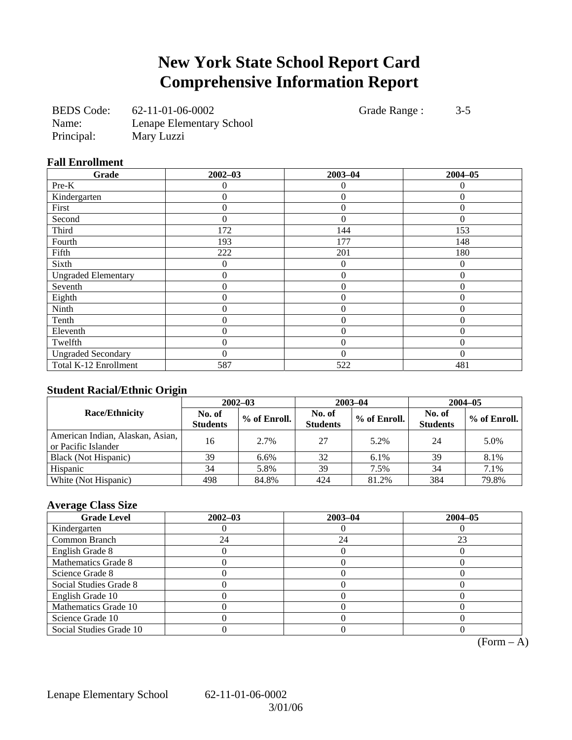# New York State School Report Card
# Comprehensive Information Report

BEDS Code: 62-11-01-06-0002 Grade Range : 3-5
Name: Lenape Elementary School
Principal: Mary Luzzi

### Fall Enrollment

| Grade | 2002–03 | 2003–04 | 2004–05 |
|---|---|---|---|
| Pre-K | 0 | 0 | 0 |
| Kindergarten | 0 | 0 | 0 |
| First | 0 | 0 | 0 |
| Second | 0 | 0 | 0 |
| Third | 172 | 144 | 153 |
| Fourth | 193 | 177 | 148 |
| Fifth | 222 | 201 | 180 |
| Sixth | 0 | 0 | 0 |
| Ungraded Elementary | 0 | 0 | 0 |
| Seventh | 0 | 0 | 0 |
| Eighth | 0 | 0 | 0 |
| Ninth | 0 | 0 | 0 |
| Tenth | 0 | 0 | 0 |
| Eleventh | 0 | 0 | 0 |
| Twelfth | 0 | 0 | 0 |
| Ungraded Secondary | 0 | 0 | 0 |
| Total K-12 Enrollment | 587 | 522 | 481 |

### Student Racial/Ethnic Origin

| Race/Ethnicity | 2002–03 | | 2003–04 | | 2004–05 | |
|---|---|---|---|---|---|---|
| | No. of Students | % of Enroll. | No. of Students | % of Enroll. | No. of Students | % of Enroll. |
| American Indian, Alaskan, Asian, or Pacific Islander | 16 | 2.7% | 27 | 5.2% | 24 | 5.0% |
| Black (Not Hispanic) | 39 | 6.6% | 32 | 6.1% | 39 | 8.1% |
| Hispanic | 34 | 5.8% | 39 | 7.5% | 34 | 7.1% |
| White (Not Hispanic) | 498 | 84.8% | 424 | 81.2% | 384 | 79.8% |

### Average Class Size

| Grade Level | 2002–03 | 2003–04 | 2004–05 |
|---|---|---|---|
| Kindergarten | 0 | 0 | 0 |
| Common Branch | 24 | 24 | 23 |
| English Grade 8 | 0 | 0 | 0 |
| Mathematics Grade 8 | 0 | 0 | 0 |
| Science Grade 8 | 0 | 0 | 0 |
| Social Studies Grade 8 | 0 | 0 | 0 |
| English Grade 10 | 0 | 0 | 0 |
| Mathematics Grade 10 | 0 | 0 | 0 |
| Science Grade 10 | 0 | 0 | 0 |
| Social Studies Grade 10 | 0 | 0 | 0 |

(Form – A)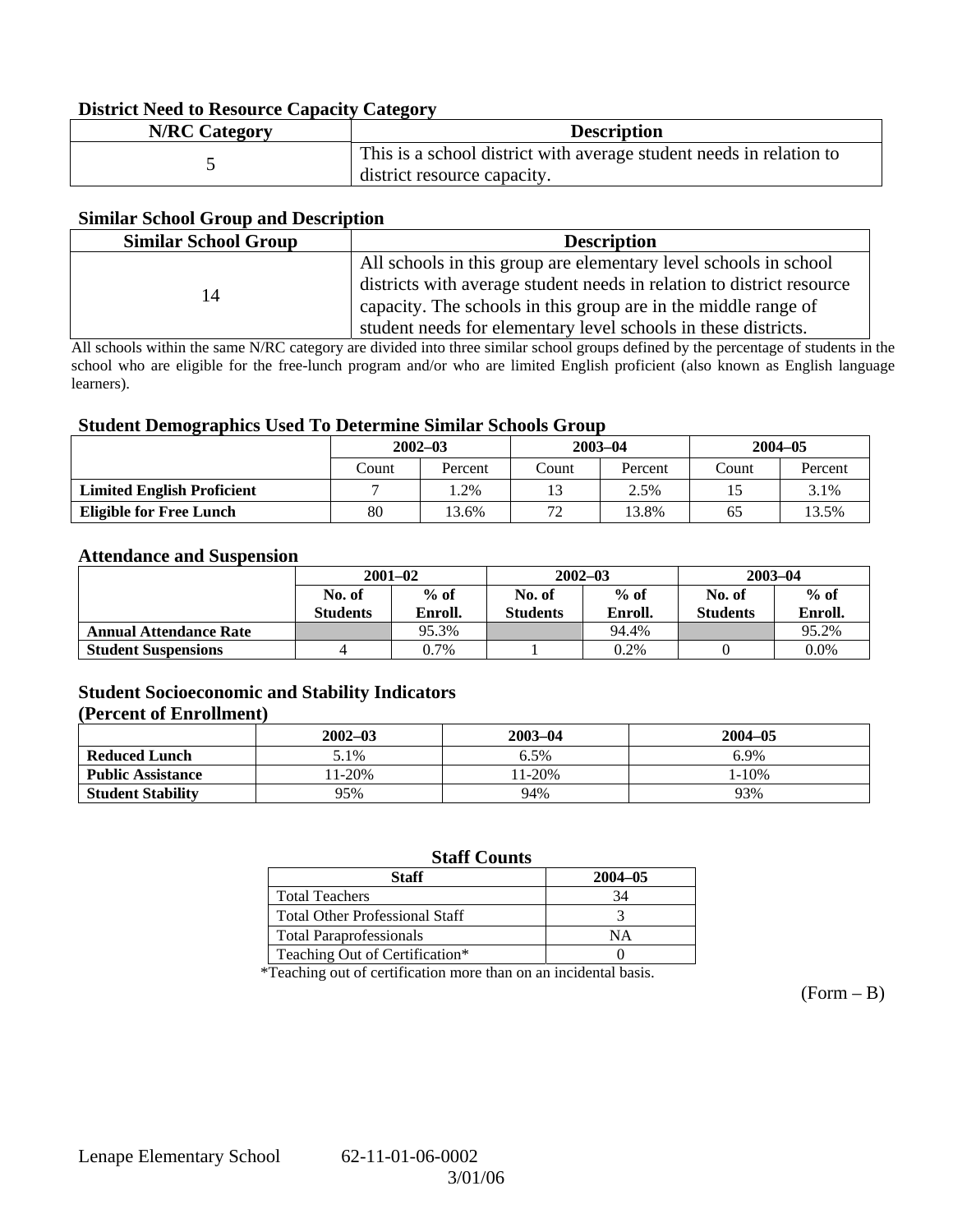### District Need to Resource Capacity Category

| N/RC Category | Description |
|---|---|
| 5 | This is a school district with average student needs in relation to district resource capacity. |

### Similar School Group and Description

| Similar School Group | Description |
|---|---|
| 14 | All schools in this group are elementary level schools in school districts with average student needs in relation to district resource capacity. The schools in this group are in the middle range of student needs for elementary level schools in these districts. |

All schools within the same N/RC category are divided into three similar school groups defined by the percentage of students in the school who are eligible for the free-lunch program and/or who are limited English proficient (also known as English language learners).

### Student Demographics Used To Determine Similar Schools Group

| | 2002–03 | | 2003–04 | | 2004–05 | |
|---|---|---|---|---|---|---|
| | Count | Percent | Count | Percent | Count | Percent |
| **Limited English Proficient** | 7 | 1.2% | 13 | 2.5% | 15 | 3.1% |
| **Eligible for Free Lunch** | 80 | 13.6% | 72 | 13.8% | 65 | 13.5% |

### Attendance and Suspension

| | 2001–02 | | 2002–03 | | 2003–04 | |
|---|---|---|---|---|---|---|
| | No. of Students | % of Enroll. | No. of Students | % of Enroll. | No. of Students | % of Enroll. |
| **Annual Attendance Rate** | | 95.3% | | 94.4% | | 95.2% |
| **Student Suspensions** | 4 | 0.7% | 1 | 0.2% | 0 | 0.0% |

### Student Socioeconomic and Stability Indicators (Percent of Enrollment)

| | 2002–03 | 2003–04 | 2004–05 |
|---|---|---|---|
| **Reduced Lunch** | 5.1% | 6.5% | 6.9% |
| **Public Assistance** | 11-20% | 11-20% | 1-10% |
| **Student Stability** | 95% | 94% | 93% |

### Staff Counts

| Staff | 2004–05 |
|---|---|
| Total Teachers | 34 |
| Total Other Professional Staff | 3 |
| Total Paraprofessionals | NA |
| Teaching Out of Certification* | 0 |

*Teaching out of certification more than on an incidental basis.

(Form – B)

Lenape Elementary School 62-11-01-06-0002

3/01/06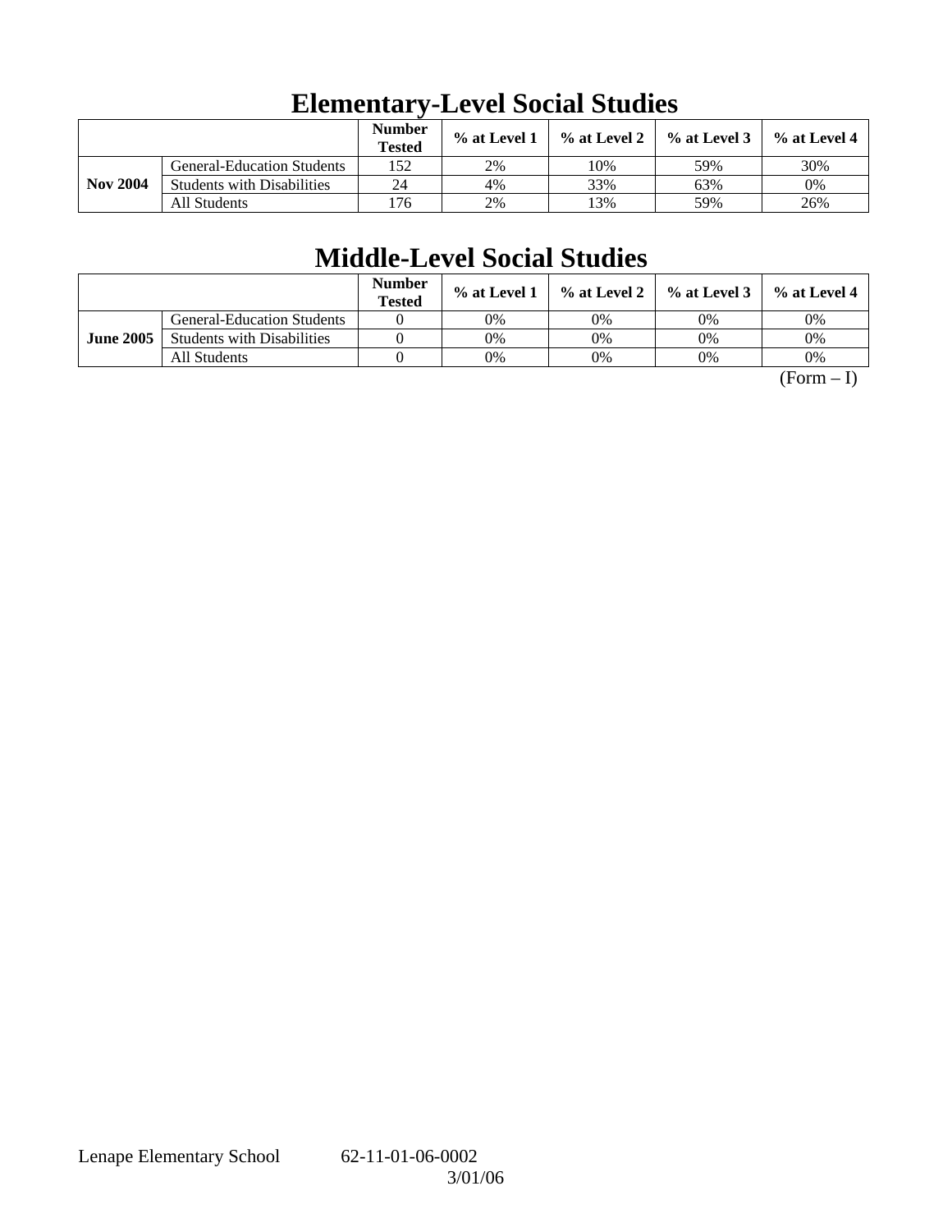# Elementary-Level Social Studies

| | | Number Tested | % at Level 1 | % at Level 2 | % at Level 3 | % at Level 4 |
|---|---|---|---|---|---|---|
| **Nov 2004** | General-Education Students | 152 | 2% | 10% | 59% | 30% |
| | Students with Disabilities | 24 | 4% | 33% | 63% | 0% |
| | All Students | 176 | 2% | 13% | 59% | 26% |

# Middle-Level Social Studies

| | | Number Tested | % at Level 1 | % at Level 2 | % at Level 3 | % at Level 4 |
|---|---|---|---|---|---|---|
| **June 2005** | General-Education Students | 0 | 0% | 0% | 0% | 0% |
| | Students with Disabilities | 0 | 0% | 0% | 0% | 0% |
| | All Students | 0 | 0% | 0% | 0% | 0% |

(Form – I)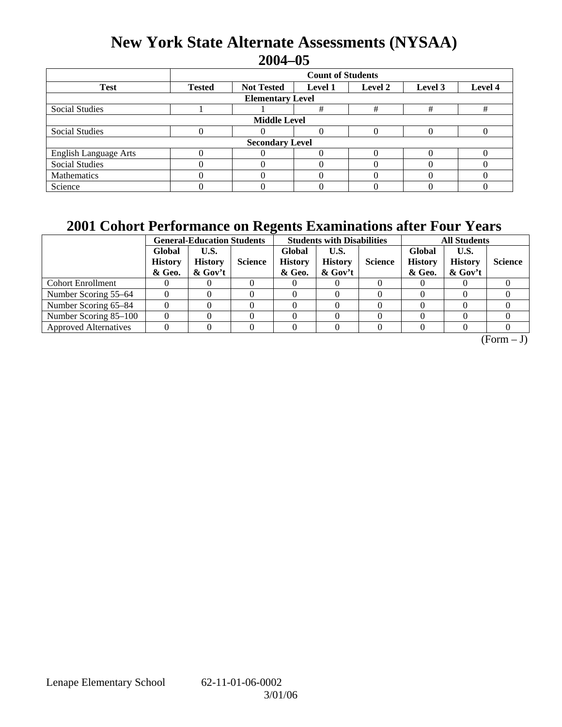# New York State Alternate Assessments (NYSAA)
## 2004–05

| | Count of Students | | | | | |
|---|---|---|---|---|---|---|
| **Test** | **Tested** | **Not Tested** | **Level 1** | **Level 2** | **Level 3** | **Level 4** |
| **Elementary Level** | | | | | | |
| Social Studies | 1 | 1 | # | # | # | # |
| **Middle Level** | | | | | | |
| Social Studies | 0 | 0 | 0 | 0 | 0 | 0 |
| **Secondary Level** | | | | | | |
| English Language Arts | 0 | 0 | 0 | 0 | 0 | 0 |
| Social Studies | 0 | 0 | 0 | 0 | 0 | 0 |
| Mathematics | 0 | 0 | 0 | 0 | 0 | 0 |
| Science | 0 | 0 | 0 | 0 | 0 | 0 |

# 2001 Cohort Performance on Regents Examinations after Four Years

| | General-Education Students | | | Students with Disabilities | | | All Students | | |
|---|---|---|---|---|---|---|---|---|---|
| | **Global History & Geo.** | **U.S. History & Gov't** | **Science** | **Global History & Geo.** | **U.S. History & Gov't** | **Science** | **Global History & Geo.** | **U.S. History & Gov't** | **Science** |
| Cohort Enrollment | 0 | 0 | 0 | 0 | 0 | 0 | 0 | 0 | 0 |
| Number Scoring 55–64 | 0 | 0 | 0 | 0 | 0 | 0 | 0 | 0 | 0 |
| Number Scoring 65–84 | 0 | 0 | 0 | 0 | 0 | 0 | 0 | 0 | 0 |
| Number Scoring 85–100 | 0 | 0 | 0 | 0 | 0 | 0 | 0 | 0 | 0 |
| Approved Alternatives | 0 | 0 | 0 | 0 | 0 | 0 | 0 | 0 | 0 |

(Form – J)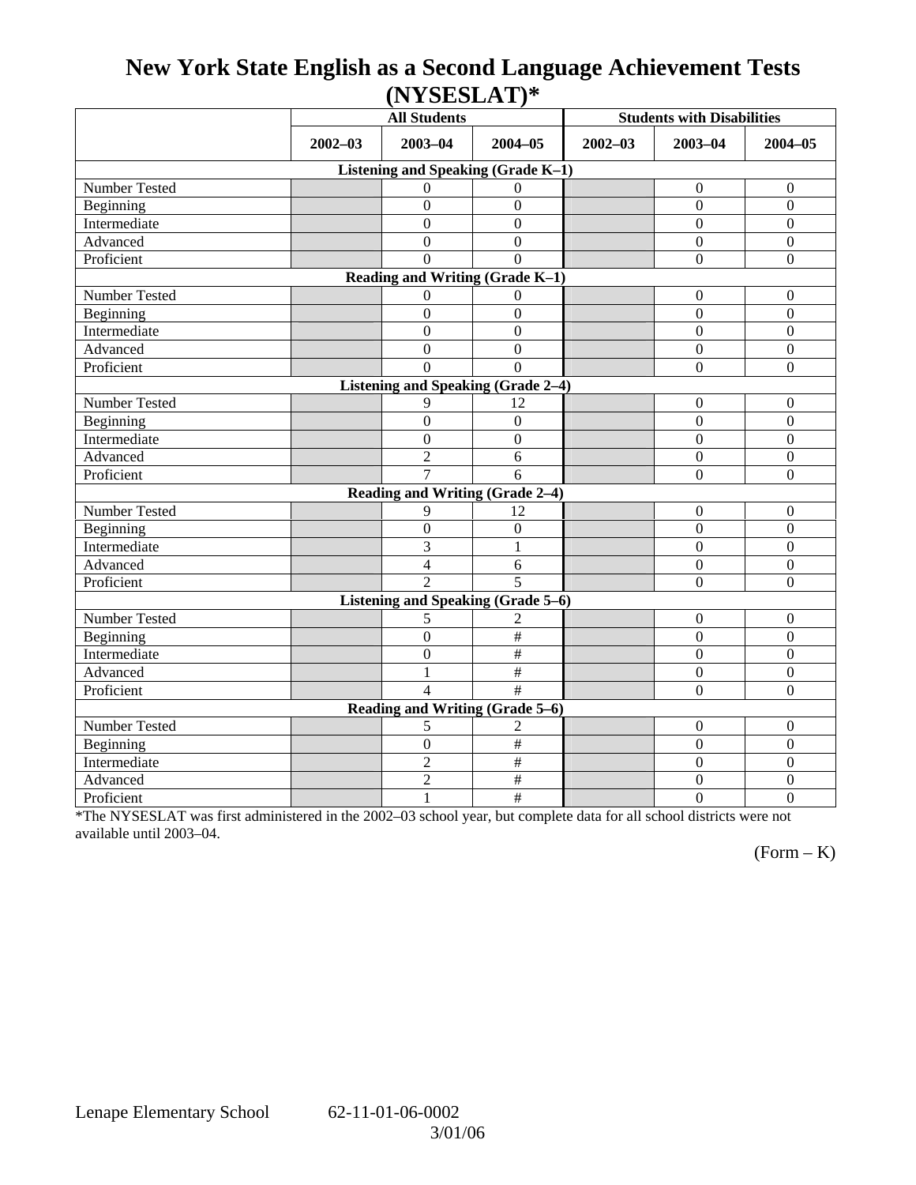# New York State English as a Second Language Achievement Tests (NYSESLAT)*

| | All Students | | | Students with Disabilities | | |
|---|---|---|---|---|---|---|
| | 2002–03 | 2003–04 | 2004–05 | 2002–03 | 2003–04 | 2004–05 |
| **Listening and Speaking (Grade K–1)** | | | | | | |
| Number Tested | | 0 | 0 | | 0 | 0 |
| Beginning | | 0 | 0 | | 0 | 0 |
| Intermediate | | 0 | 0 | | 0 | 0 |
| Advanced | | 0 | 0 | | 0 | 0 |
| Proficient | | 0 | 0 | | 0 | 0 |
| **Reading and Writing (Grade K–1)** | | | | | | |
| Number Tested | | 0 | 0 | | 0 | 0 |
| Beginning | | 0 | 0 | | 0 | 0 |
| Intermediate | | 0 | 0 | | 0 | 0 |
| Advanced | | 0 | 0 | | 0 | 0 |
| Proficient | | 0 | 0 | | 0 | 0 |
| **Listening and Speaking (Grade 2–4)** | | | | | | |
| Number Tested | | 9 | 12 | | 0 | 0 |
| Beginning | | 0 | 0 | | 0 | 0 |
| Intermediate | | 0 | 0 | | 0 | 0 |
| Advanced | | 2 | 6 | | 0 | 0 |
| Proficient | | 7 | 6 | | 0 | 0 |
| **Reading and Writing (Grade 2–4)** | | | | | | |
| Number Tested | | 9 | 12 | | 0 | 0 |
| Beginning | | 0 | 0 | | 0 | 0 |
| Intermediate | | 3 | 1 | | 0 | 0 |
| Advanced | | 4 | 6 | | 0 | 0 |
| Proficient | | 2 | 5 | | 0 | 0 |
| **Listening and Speaking (Grade 5–6)** | | | | | | |
| Number Tested | | 5 | 2 | | 0 | 0 |
| Beginning | | 0 | # | | 0 | 0 |
| Intermediate | | 0 | # | | 0 | 0 |
| Advanced | | 1 | # | | 0 | 0 |
| Proficient | | 4 | # | | 0 | 0 |
| **Reading and Writing (Grade 5–6)** | | | | | | |
| Number Tested | | 5 | 2 | | 0 | 0 |
| Beginning | | 0 | # | | 0 | 0 |
| Intermediate | | 2 | # | | 0 | 0 |
| Advanced | | 2 | # | | 0 | 0 |
| Proficient | | 1 | # | | 0 | 0 |

*The NYSESLAT was first administered in the 2002–03 school year, but complete data for all school districts were not available until 2003–04.

(Form – K)

Lenape Elementary School 62-11-01-06-0002

3/01/06